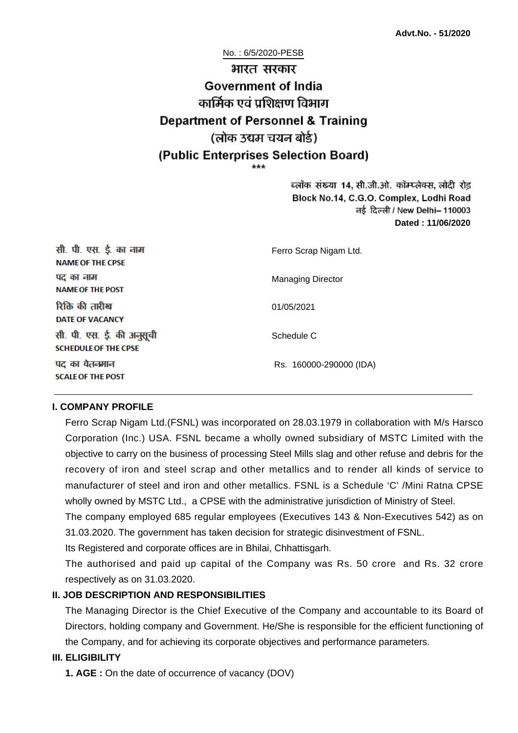**Advt.No. - 51/2020**

No. : 6/5/2020-PESB

# भारत सरकार
# Government of India
## कार्मिक एवं प्रशिक्षण विभाग
## Department of Personnel & Training
## (लोक उद्यम चयन बोर्ड)
## (Public Enterprises Selection Board)

\*\*\*

ब्लॉक संख्या 14, सी.जी.ओ. कॉम्प्लेक्स, लोदी रोड़
Block No.14, C.G.O. Complex, Lodhi Road
नई दिल्ली / New Delhi– 110003
**Dated : 11/06/2020**

| | |
|---|---|
| सी. पी. एस. ई. का नाम<br>**NAME OF THE CPSE** | Ferro Scrap Nigam Ltd. |
| पद का नाम<br>**NAME OF THE POST** | Managing Director |
| रिक्ति की तारीख<br>**DATE OF VACANCY** | 01/05/2021 |
| सी. पी. एस. ई. की अनुसूची<br>**SCHEDULE OF THE CPSE** | Schedule C |
| पद का वेतनमान<br>**SCALE OF THE POST** | Rs. 160000-290000 (IDA) |

### I. COMPANY PROFILE

Ferro Scrap Nigam Ltd.(FSNL) was incorporated on 28.03.1979 in collaboration with M/s Harsco Corporation (Inc.) USA. FSNL became a wholly owned subsidiary of MSTC Limited with the objective to carry on the business of processing Steel Mills slag and other refuse and debris for the recovery of iron and steel scrap and other metallics and to render all kinds of service to manufacturer of steel and iron and other metallics. FSNL is a Schedule 'C' /Mini Ratna CPSE wholly owned by MSTC Ltd., a CPSE with the administrative jurisdiction of Ministry of Steel.

The company employed 685 regular employees (Executives 143 & Non-Executives 542) as on 31.03.2020. The government has taken decision for strategic disinvestment of FSNL.

Its Registered and corporate offices are in Bhilai, Chhattisgarh.

The authorised and paid up capital of the Company was Rs. 50 crore and Rs. 32 crore respectively as on 31.03.2020.

### II. JOB DESCRIPTION AND RESPONSIBILITIES

The Managing Director is the Chief Executive of the Company and accountable to its Board of Directors, holding company and Government. He/She is responsible for the efficient functioning of the Company, and for achieving its corporate objectives and performance parameters.

### III. ELIGIBILITY

**1. AGE :** On the date of occurrence of vacancy (DOV)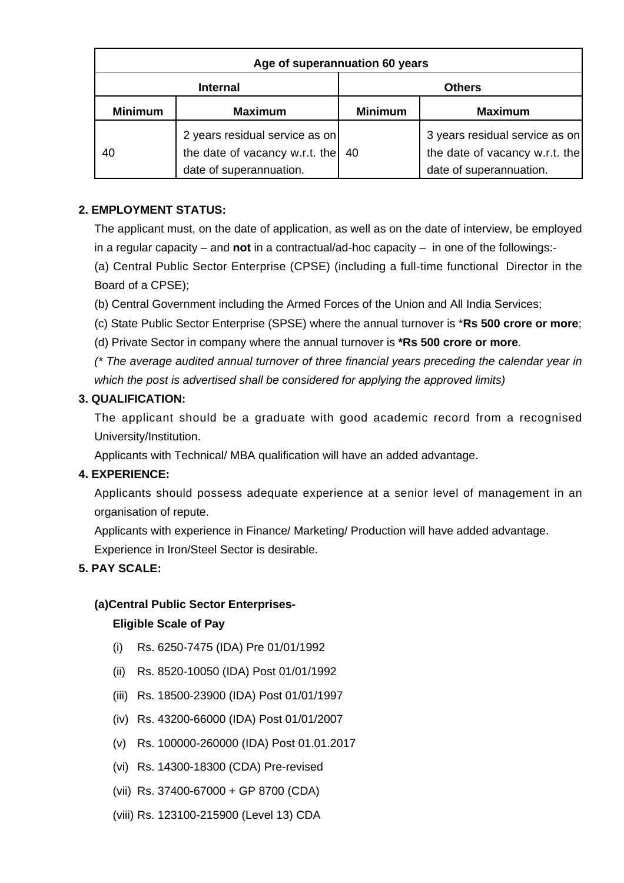| Age of superannuation 60 years | | | |
|---|---|---|---|
| Internal | | Others | |
| Minimum | Maximum | Minimum | Maximum |
| 40 | 2 years residual service as on the date of vacancy w.r.t. the date of superannuation. | 40 | 3 years residual service as on the date of vacancy w.r.t. the date of superannuation. |

**2. EMPLOYMENT STATUS:**

The applicant must, on the date of application, as well as on the date of interview, be employed in a regular capacity – and **not** in a contractual/ad-hoc capacity – in one of the followings:-

(a) Central Public Sector Enterprise (CPSE) (including a full-time functional Director in the Board of a CPSE);

(b) Central Government including the Armed Forces of the Union and All India Services;

(c) State Public Sector Enterprise (SPSE) where the annual turnover is *​**Rs 500 crore or more**;

(d) Private Sector in company where the annual turnover is **\*Rs 500 crore or more**.

*(\* The average audited annual turnover of three financial years preceding the calendar year in which the post is advertised shall be considered for applying the approved limits)*

**3. QUALIFICATION:**

The applicant should be a graduate with good academic record from a recognised University/Institution.

Applicants with Technical/ MBA qualification will have an added advantage.

**4. EXPERIENCE:**

Applicants should possess adequate experience at a senior level of management in an organisation of repute.

Applicants with experience in Finance/ Marketing/ Production will have added advantage.

Experience in Iron/Steel Sector is desirable.

**5. PAY SCALE:**

**(a)Central Public Sector Enterprises-**

**Eligible Scale of Pay**

(i) Rs. 6250-7475 (IDA) Pre 01/01/1992

(ii) Rs. 8520-10050 (IDA) Post 01/01/1992

(iii) Rs. 18500-23900 (IDA) Post 01/01/1997

(iv) Rs. 43200-66000 (IDA) Post 01/01/2007

(v) Rs. 100000-260000 (IDA) Post 01.01.2017

(vi) Rs. 14300-18300 (CDA) Pre-revised

(vii) Rs. 37400-67000 + GP 8700 (CDA)

(viii) Rs. 123100-215900 (Level 13) CDA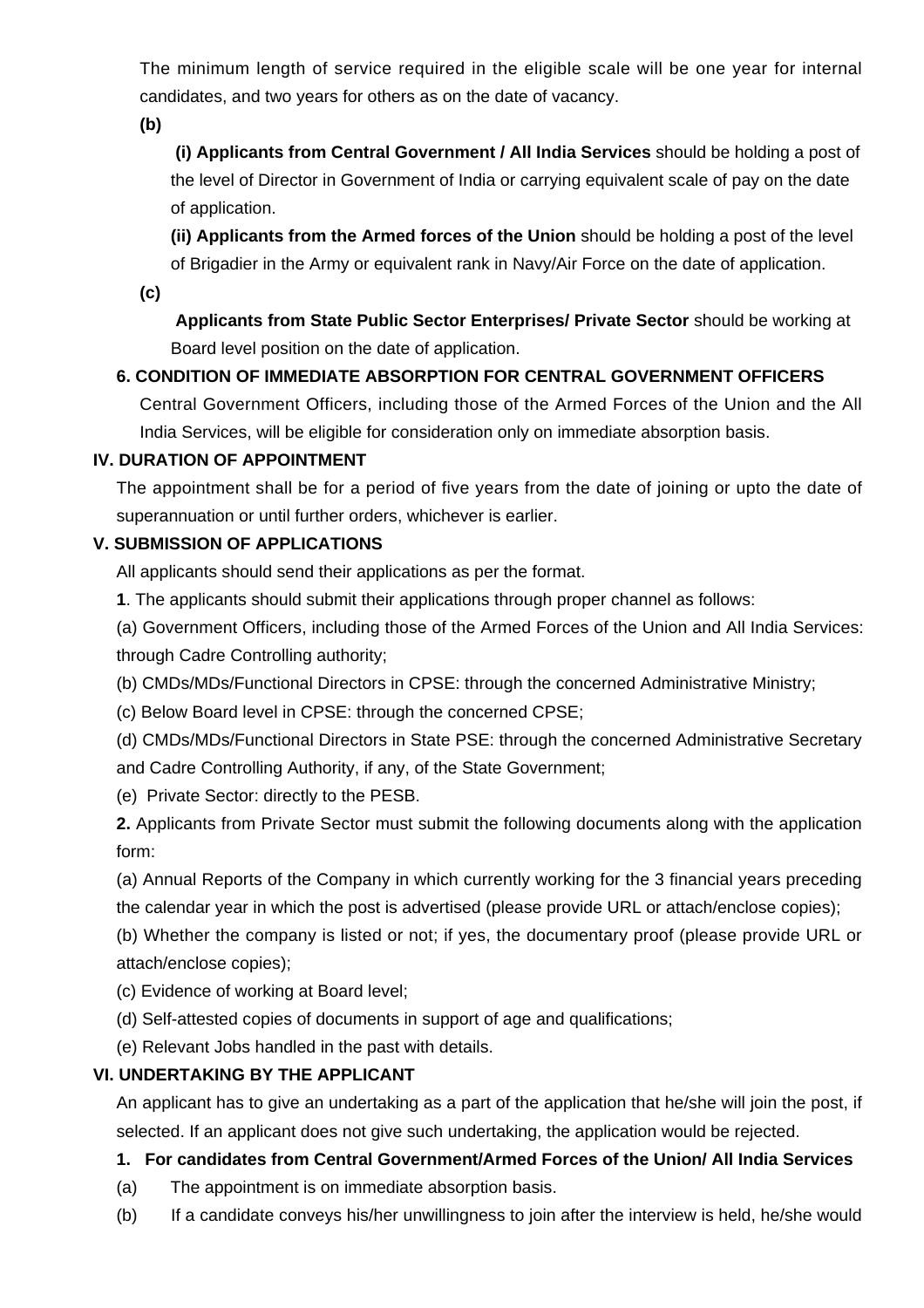The minimum length of service required in the eligible scale will be one year for internal candidates, and two years for others as on the date of vacancy.

**(b)**

**(i) Applicants from Central Government / All India Services** should be holding a post of the level of Director in Government of India or carrying equivalent scale of pay on the date of application.

**(ii) Applicants from the Armed forces of the Union** should be holding a post of the level of Brigadier in the Army or equivalent rank in Navy/Air Force on the date of application.

**(c)**

**Applicants from State Public Sector Enterprises/ Private Sector** should be working at Board level position on the date of application.

**6. CONDITION OF IMMEDIATE ABSORPTION FOR CENTRAL GOVERNMENT OFFICERS**

Central Government Officers, including those of the Armed Forces of the Union and the All India Services, will be eligible for consideration only on immediate absorption basis.

## IV. DURATION OF APPOINTMENT

The appointment shall be for a period of five years from the date of joining or upto the date of superannuation or until further orders, whichever is earlier.

## V. SUBMISSION OF APPLICATIONS

All applicants should send their applications as per the format.

**1**. The applicants should submit their applications through proper channel as follows:

(a) Government Officers, including those of the Armed Forces of the Union and All India Services: through Cadre Controlling authority;

(b) CMDs/MDs/Functional Directors in CPSE: through the concerned Administrative Ministry;

(c) Below Board level in CPSE: through the concerned CPSE;

(d) CMDs/MDs/Functional Directors in State PSE: through the concerned Administrative Secretary and Cadre Controlling Authority, if any, of the State Government;

(e) Private Sector: directly to the PESB.

**2.** Applicants from Private Sector must submit the following documents along with the application form:

(a) Annual Reports of the Company in which currently working for the 3 financial years preceding the calendar year in which the post is advertised (please provide URL or attach/enclose copies);

(b) Whether the company is listed or not; if yes, the documentary proof (please provide URL or attach/enclose copies);

(c) Evidence of working at Board level;

(d) Self-attested copies of documents in support of age and qualifications;

(e) Relevant Jobs handled in the past with details.

## VI. UNDERTAKING BY THE APPLICANT

An applicant has to give an undertaking as a part of the application that he/she will join the post, if selected. If an applicant does not give such undertaking, the application would be rejected.

**1. For candidates from Central Government/Armed Forces of the Union/ All India Services**

(a) The appointment is on immediate absorption basis.

(b) If a candidate conveys his/her unwillingness to join after the interview is held, he/she would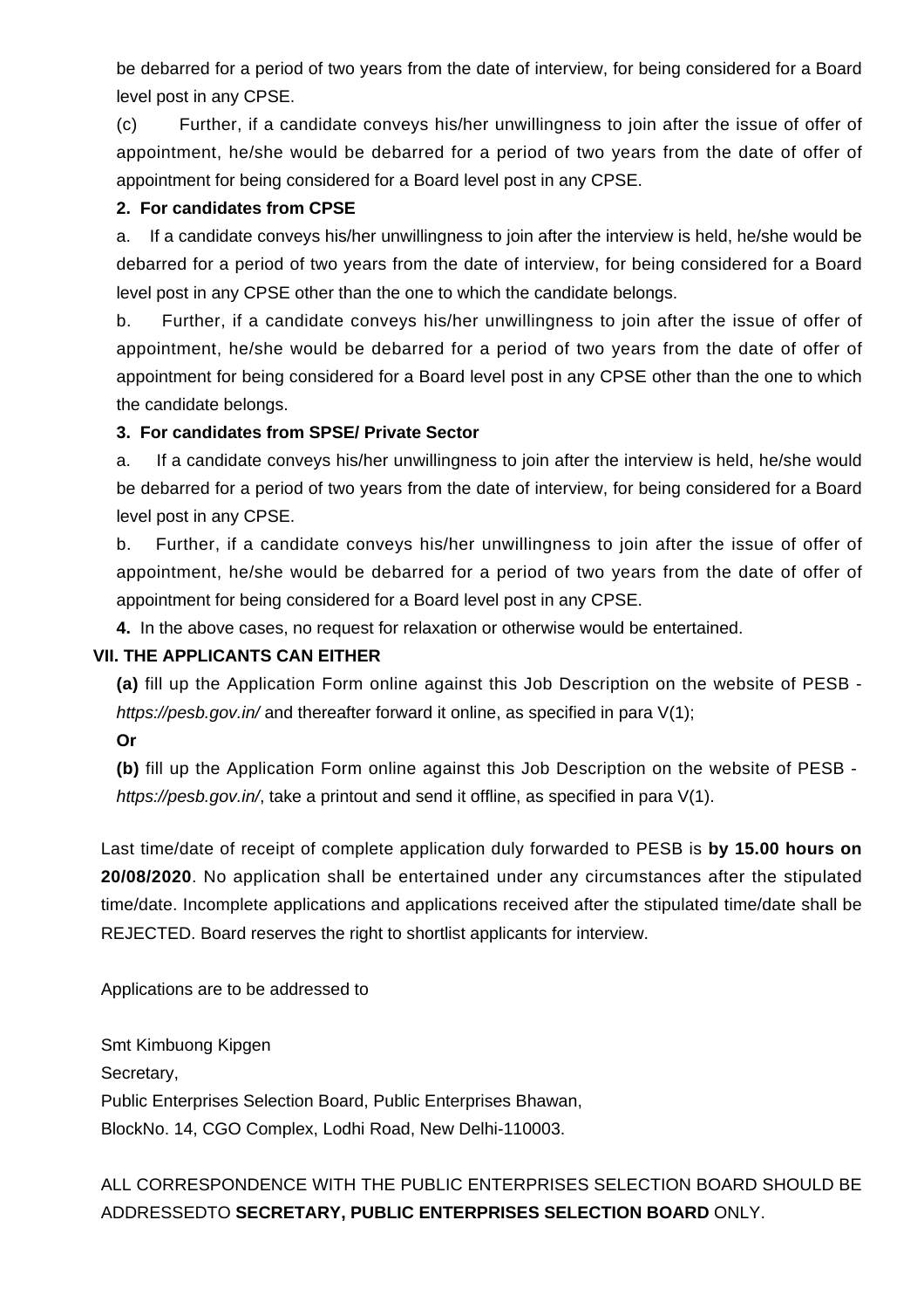be debarred for a period of two years from the date of interview, for being considered for a Board level post in any CPSE.

(c) Further, if a candidate conveys his/her unwillingness to join after the issue of offer of appointment, he/she would be debarred for a period of two years from the date of offer of appointment for being considered for a Board level post in any CPSE.

**2. For candidates from CPSE**

a. If a candidate conveys his/her unwillingness to join after the interview is held, he/she would be debarred for a period of two years from the date of interview, for being considered for a Board level post in any CPSE other than the one to which the candidate belongs.

b. Further, if a candidate conveys his/her unwillingness to join after the issue of offer of appointment, he/she would be debarred for a period of two years from the date of offer of appointment for being considered for a Board level post in any CPSE other than the one to which the candidate belongs.

**3. For candidates from SPSE/ Private Sector**

a. If a candidate conveys his/her unwillingness to join after the interview is held, he/she would be debarred for a period of two years from the date of interview, for being considered for a Board level post in any CPSE.

b. Further, if a candidate conveys his/her unwillingness to join after the issue of offer of appointment, he/she would be debarred for a period of two years from the date of offer of appointment for being considered for a Board level post in any CPSE.

**4.** In the above cases, no request for relaxation or otherwise would be entertained.

**VII. THE APPLICANTS CAN EITHER**

**(a)** fill up the Application Form online against this Job Description on the website of PESB - *https://pesb.gov.in/* and thereafter forward it online, as specified in para V(1);

**Or**

**(b)** fill up the Application Form online against this Job Description on the website of PESB - *https://pesb.gov.in/*, take a printout and send it offline, as specified in para V(1).

Last time/date of receipt of complete application duly forwarded to PESB is **by 15.00 hours on 20/08/2020**. No application shall be entertained under any circumstances after the stipulated time/date. Incomplete applications and applications received after the stipulated time/date shall be REJECTED. Board reserves the right to shortlist applicants for interview.

Applications are to be addressed to

Smt Kimbuong Kipgen
Secretary,
Public Enterprises Selection Board, Public Enterprises Bhawan,
BlockNo. 14, CGO Complex, Lodhi Road, New Delhi-110003.

ALL CORRESPONDENCE WITH THE PUBLIC ENTERPRISES SELECTION BOARD SHOULD BE ADDRESSEDTO **SECRETARY, PUBLIC ENTERPRISES SELECTION BOARD** ONLY.